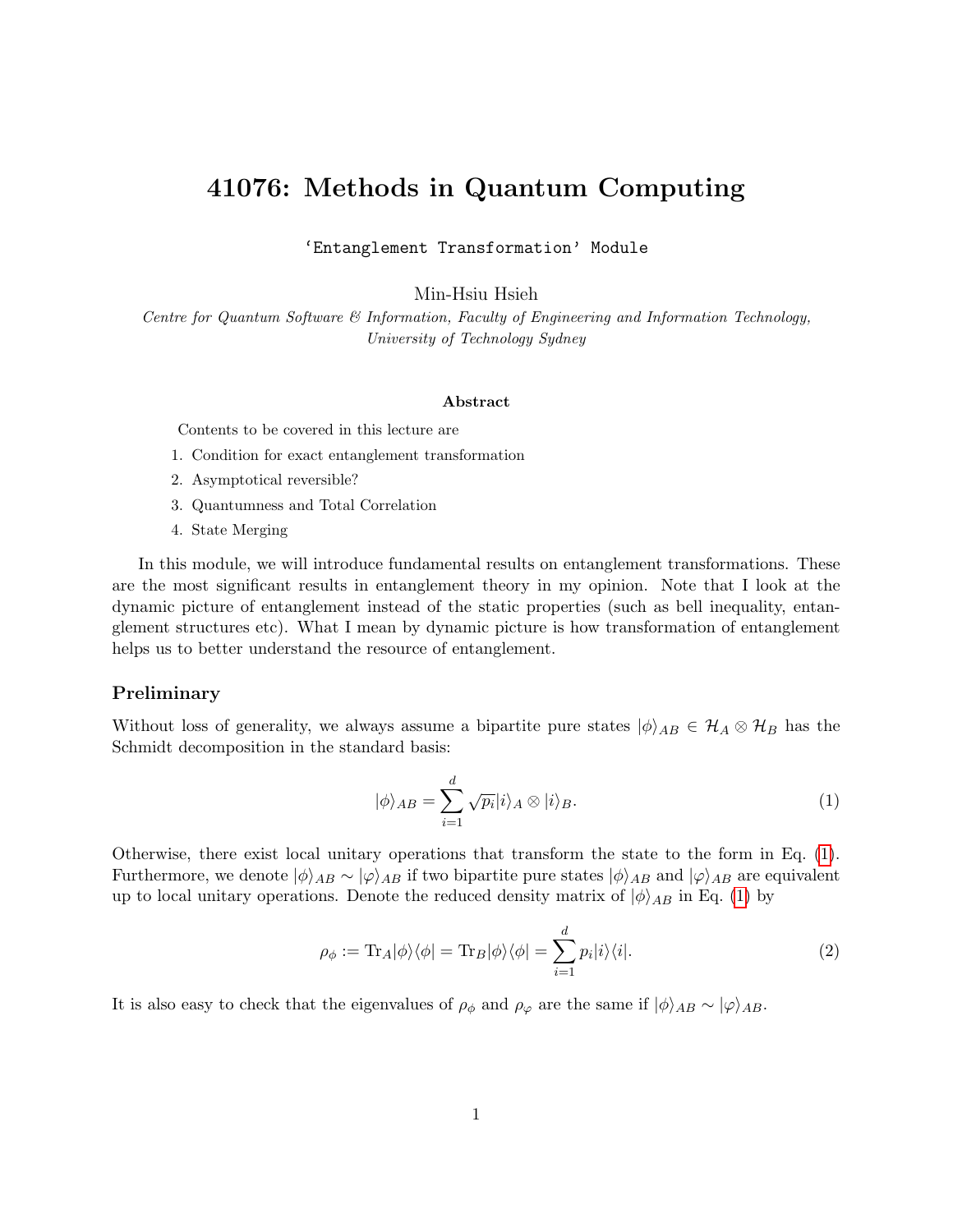# 41076: Methods in Quantum Computing

'Entanglement Transformation' Module

Min-Hsiu Hsieh

*Centre for Quantum Software & Information, Faculty of Engineering and Information Technology, University of Technology Sydney*

### Abstract

Contents to be covered in this lecture are

1. Condition for exact entanglement transformation
2. Asymptotical reversible?
3. Quantumness and Total Correlation
4. State Merging

In this module, we will introduce fundamental results on entanglement transformations. These are the most significant results in entanglement theory in my opinion. Note that I look at the dynamic picture of entanglement instead of the static properties (such as bell inequality, entanglement structures etc). What I mean by dynamic picture is how transformation of entanglement helps us to better understand the resource of entanglement.

## Preliminary

Without loss of generality, we always assume a bipartite pure states $|\phi\rangle_{AB} \in \mathcal{H}_A \otimes \mathcal{H}_B$ has the Schmidt decomposition in the standard basis:

$$|\phi\rangle_{AB} = \sum_{i=1}^{d} \sqrt{p_i} |i\rangle_A \otimes |i\rangle_B. \tag{1}$$

Otherwise, there exist local unitary operations that transform the state to the form in Eq. (1). Furthermore, we denote $|\phi\rangle_{AB} \sim |\varphi\rangle_{AB}$ if two bipartite pure states $|\phi\rangle_{AB}$ and $|\varphi\rangle_{AB}$ are equivalent up to local unitary operations. Denote the reduced density matrix of $|\phi\rangle_{AB}$ in Eq. (1) by

$$\rho_\phi := \mathrm{Tr}_A |\phi\rangle\langle\phi| = \mathrm{Tr}_B |\phi\rangle\langle\phi| = \sum_{i=1}^{d} p_i |i\rangle\langle i|. \tag{2}$$

It is also easy to check that the eigenvalues of $\rho_\phi$ and $\rho_\varphi$ are the same if $|\phi\rangle_{AB} \sim |\varphi\rangle_{AB}$.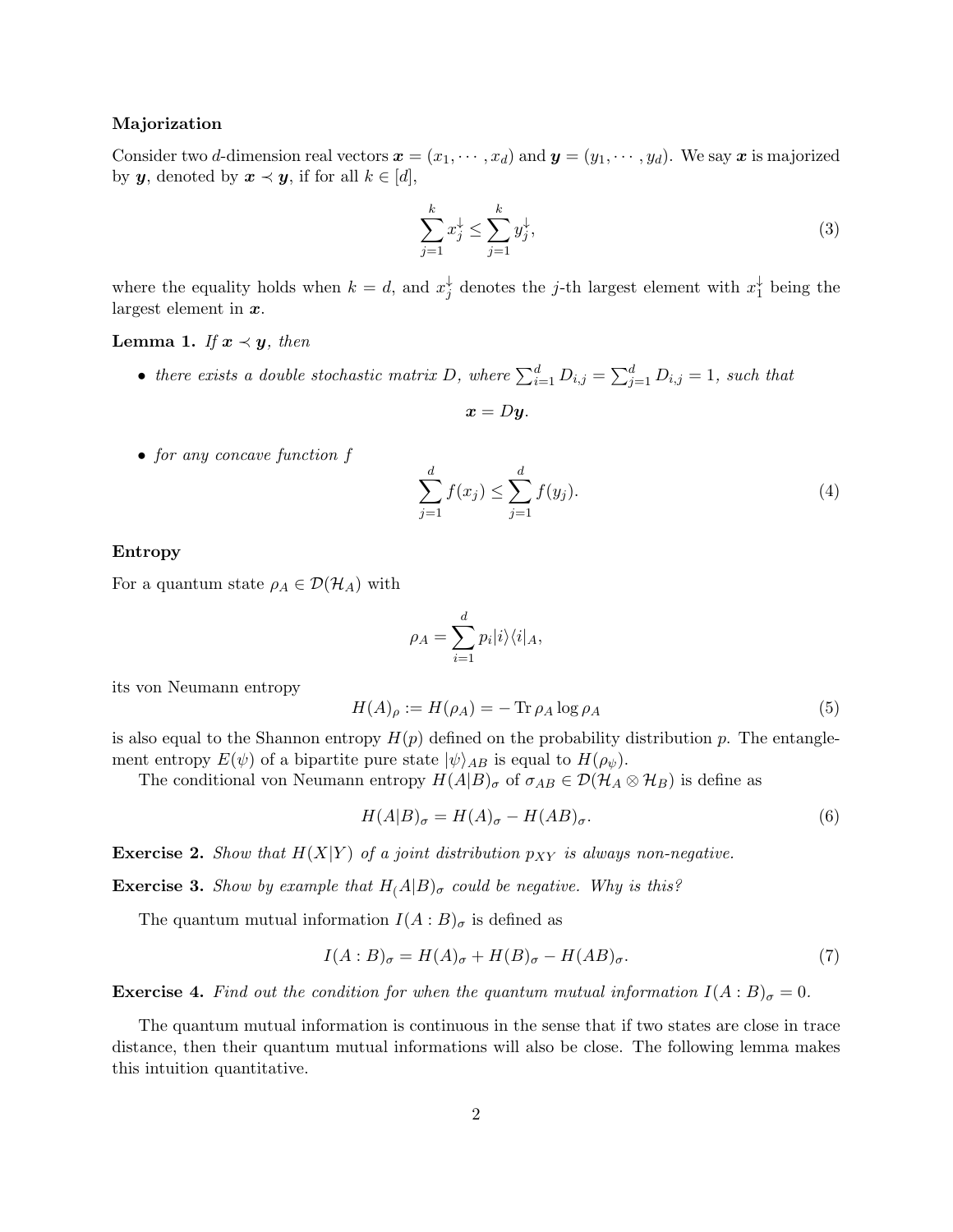**Majorization**

Consider two $d$-dimension real vectors $\boldsymbol{x} = (x_1, \cdots, x_d)$ and $\boldsymbol{y} = (y_1, \cdots, y_d)$. We say $\boldsymbol{x}$ is majorized by $\boldsymbol{y}$, denoted by $\boldsymbol{x} \prec \boldsymbol{y}$, if for all $k \in [d]$,

$$\sum_{j=1}^{k} x_j^{\downarrow} \leq \sum_{j=1}^{k} y_j^{\downarrow}, \tag{3}$$

where the equality holds when $k = d$, and $x_j^{\downarrow}$ denotes the $j$-th largest element with $x_1^{\downarrow}$ being the largest element in $\boldsymbol{x}$.

**Lemma 1.** *If $\boldsymbol{x} \prec \boldsymbol{y}$, then*

- *there exists a double stochastic matrix $D$, where $\sum_{i=1}^{d} D_{i,j} = \sum_{j=1}^{d} D_{i,j} = 1$, such that*

$$\boldsymbol{x} = D\boldsymbol{y}.$$

- *for any concave function $f$*

$$\sum_{j=1}^{d} f(x_j) \leq \sum_{j=1}^{d} f(y_j). \tag{4}$$

**Entropy**

For a quantum state $\rho_A \in \mathcal{D}(\mathcal{H}_A)$ with

$$\rho_A = \sum_{i=1}^{d} p_i |i\rangle\langle i|_A,$$

its von Neumann entropy

$$H(A)_\rho := H(\rho_A) = -\operatorname{Tr} \rho_A \log \rho_A \tag{5}$$

is also equal to the Shannon entropy $H(p)$ defined on the probability distribution $p$. The entanglement entropy $E(\psi)$ of a bipartite pure state $|\psi\rangle_{AB}$ is equal to $H(\rho_\psi)$.

The conditional von Neumann entropy $H(A|B)_\sigma$ of $\sigma_{AB} \in \mathcal{D}(\mathcal{H}_A \otimes \mathcal{H}_B)$ is define as

$$H(A|B)_\sigma = H(A)_\sigma - H(AB)_\sigma. \tag{6}$$

**Exercise 2.** *Show that $H(X|Y)$ of a joint distribution $p_{XY}$ is always non-negative.*

**Exercise 3.** *Show by example that $H_(A|B)_\sigma$ could be negative. Why is this?*

The quantum mutual information $I(A:B)_\sigma$ is defined as

$$I(A:B)_\sigma = H(A)_\sigma + H(B)_\sigma - H(AB)_\sigma. \tag{7}$$

**Exercise 4.** *Find out the condition for when the quantum mutual information $I(A:B)_\sigma = 0$.*

The quantum mutual information is continuous in the sense that if two states are close in trace distance, then their quantum mutual informations will also be close. The following lemma makes this intuition quantitative.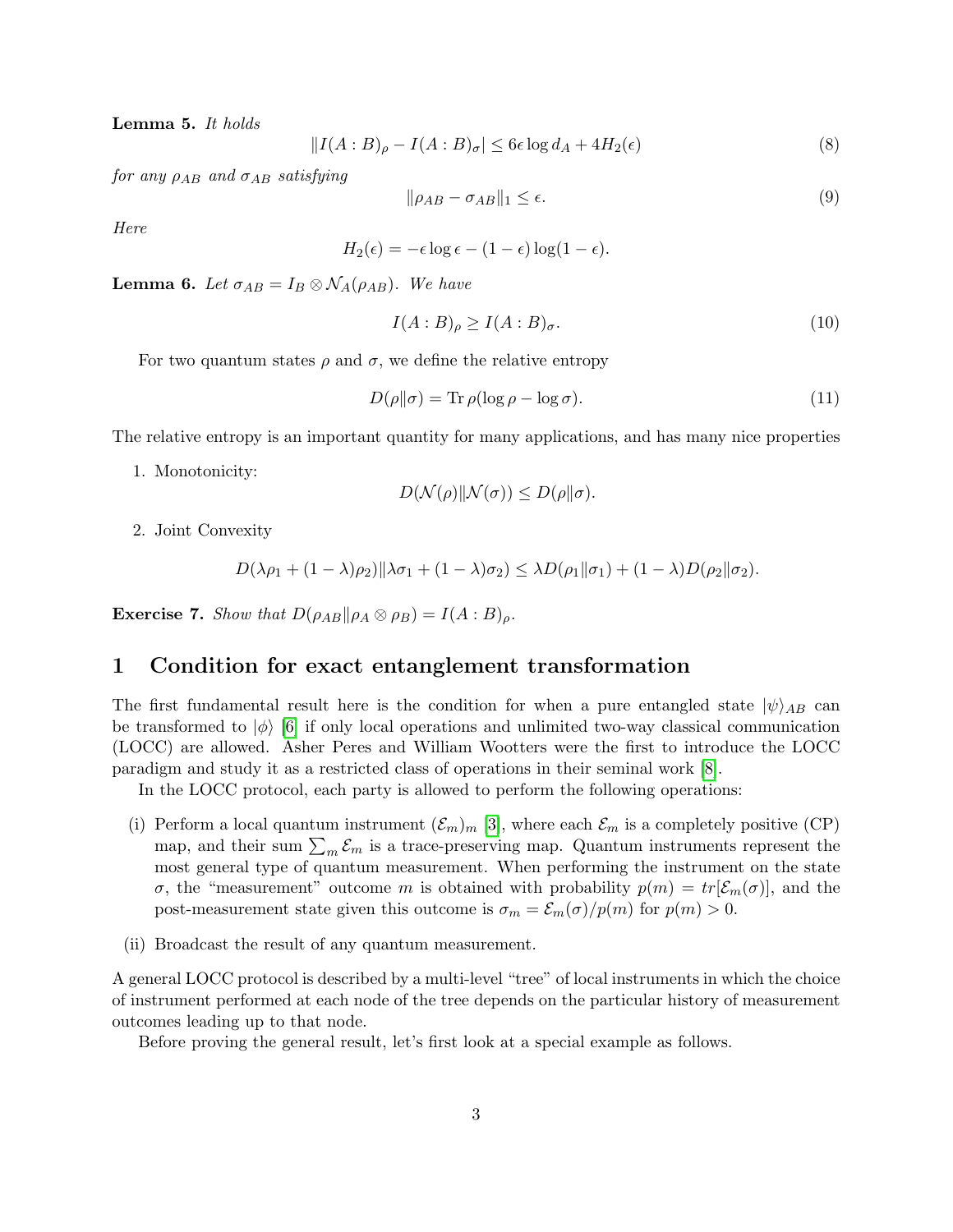**Lemma 5.** *It holds*

$$\|I(A:B)_\rho - I(A:B)_\sigma| \leq 6\epsilon \log d_A + 4H_2(\epsilon) \tag{8}$$

*for any $\rho_{AB}$ and $\sigma_{AB}$ satisfying*

$$\|\rho_{AB} - \sigma_{AB}\|_1 \leq \epsilon. \tag{9}$$

*Here*

$$H_2(\epsilon) = -\epsilon \log \epsilon - (1-\epsilon)\log(1-\epsilon).$$

**Lemma 6.** *Let $\sigma_{AB} = I_B \otimes \mathcal{N}_A(\rho_{AB})$. We have*

$$I(A:B)_\rho \geq I(A:B)_\sigma. \tag{10}$$

For two quantum states $\rho$ and $\sigma$, we define the relative entropy

$$D(\rho\|\sigma) = \mathrm{Tr}\,\rho(\log \rho - \log \sigma). \tag{11}$$

The relative entropy is an important quantity for many applications, and has many nice properties

1. Monotonicity:
$$D(\mathcal{N}(\rho)\|\mathcal{N}(\sigma)) \leq D(\rho\|\sigma).$$

2. Joint Convexity
$$D(\lambda\rho_1 + (1-\lambda)\rho_2 \| \lambda\sigma_1 + (1-\lambda)\sigma_2) \leq \lambda D(\rho_1\|\sigma_1) + (1-\lambda)D(\rho_2\|\sigma_2).$$

**Exercise 7.** *Show that $D(\rho_{AB}\|\rho_A \otimes \rho_B) = I(A:B)_\rho$.*

# 1 Condition for exact entanglement transformation

The first fundamental result here is the condition for when a pure entangled state $|\psi\rangle_{AB}$ can be transformed to $|\phi\rangle$ [6] if only local operations and unlimited two-way classical communication (LOCC) are allowed. Asher Peres and William Wootters were the first to introduce the LOCC paradigm and study it as a restricted class of operations in their seminal work [8].

In the LOCC protocol, each party is allowed to perform the following operations:

(i) Perform a local quantum instrument $(\mathcal{E}_m)_m$ [3], where each $\mathcal{E}_m$ is a completely positive (CP) map, and their sum $\sum_m \mathcal{E}_m$ is a trace-preserving map. Quantum instruments represent the most general type of quantum measurement. When performing the instrument on the state $\sigma$, the "measurement" outcome $m$ is obtained with probability $p(m) = tr[\mathcal{E}_m(\sigma)]$, and the post-measurement state given this outcome is $\sigma_m = \mathcal{E}_m(\sigma)/p(m)$ for $p(m) > 0$.

(ii) Broadcast the result of any quantum measurement.

A general LOCC protocol is described by a multi-level "tree" of local instruments in which the choice of instrument performed at each node of the tree depends on the particular history of measurement outcomes leading up to that node.

Before proving the general result, let's first look at a special example as follows.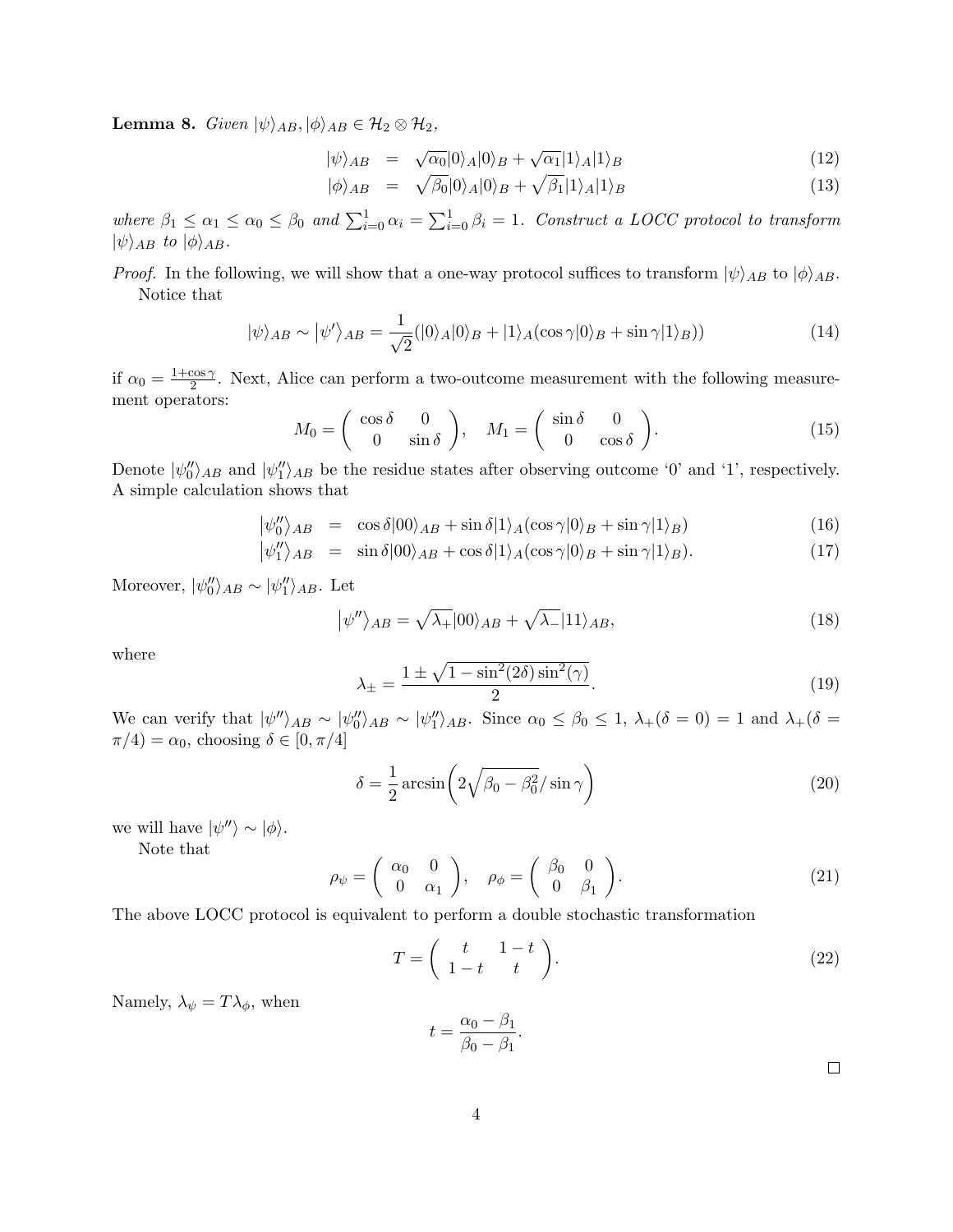**Lemma 8.** *Given $|\psi\rangle_{AB}, |\phi\rangle_{AB} \in \mathcal{H}_2 \otimes \mathcal{H}_2$,*

$$
\begin{aligned}
|\psi\rangle_{AB} &= \sqrt{\alpha_0}|0\rangle_A|0\rangle_B + \sqrt{\alpha_1}|1\rangle_A|1\rangle_B && (12)\\
|\phi\rangle_{AB} &= \sqrt{\beta_0}|0\rangle_A|0\rangle_B + \sqrt{\beta_1}|1\rangle_A|1\rangle_B && (13)
\end{aligned}
$$

*where $\beta_1 \leq \alpha_1 \leq \alpha_0 \leq \beta_0$ and $\sum_{i=0}^{1} \alpha_i = \sum_{i=0}^{1} \beta_i = 1$. Construct a LOCC protocol to transform $|\psi\rangle_{AB}$ to $|\phi\rangle_{AB}$.*

*Proof.* In the following, we will show that a one-way protocol suffices to transform $|\psi\rangle_{AB}$ to $|\phi\rangle_{AB}$.

Notice that

$$
|\psi\rangle_{AB} \sim |\psi'\rangle_{AB} = \frac{1}{\sqrt{2}}(|0\rangle_A|0\rangle_B + |1\rangle_A(\cos\gamma|0\rangle_B + \sin\gamma|1\rangle_B)) \tag{14}
$$

if $\alpha_0 = \frac{1+\cos\gamma}{2}$. Next, Alice can perform a two-outcome measurement with the following measurement operators:

$$
M_0 = \begin{pmatrix} \cos\delta & 0 \\ 0 & \sin\delta \end{pmatrix}, \quad M_1 = \begin{pmatrix} \sin\delta & 0 \\ 0 & \cos\delta \end{pmatrix}. \tag{15}
$$

Denote $|\psi_0''\rangle_{AB}$ and $|\psi_1''\rangle_{AB}$ be the residue states after observing outcome '0' and '1', respectively. A simple calculation shows that

$$
\begin{aligned}
|\psi_0''\rangle_{AB} &= \cos\delta|00\rangle_{AB} + \sin\delta|1\rangle_A(\cos\gamma|0\rangle_B + \sin\gamma|1\rangle_B) && (16)\\
|\psi_1''\rangle_{AB} &= \sin\delta|00\rangle_{AB} + \cos\delta|1\rangle_A(\cos\gamma|0\rangle_B + \sin\gamma|1\rangle_B). && (17)
\end{aligned}
$$

Moreover, $|\psi_0''\rangle_{AB} \sim |\psi_1''\rangle_{AB}$. Let

$$
|\psi''\rangle_{AB} = \sqrt{\lambda_+}|00\rangle_{AB} + \sqrt{\lambda_-}|11\rangle_{AB}, \tag{18}
$$

where

$$
\lambda_{\pm} = \frac{1 \pm \sqrt{1 - \sin^2(2\delta)\sin^2(\gamma)}}{2}. \tag{19}
$$

We can verify that $|\psi''\rangle_{AB} \sim |\psi_0''\rangle_{AB} \sim |\psi_1''\rangle_{AB}$. Since $\alpha_0 \leq \beta_0 \leq 1$, $\lambda_+(\delta = 0) = 1$ and $\lambda_+(\delta = \pi/4) = \alpha_0$, choosing $\delta \in [0, \pi/4]$

$$
\delta = \frac{1}{2}\arcsin\left(2\sqrt{\beta_0 - \beta_0^2}/\sin\gamma\right) \tag{20}
$$

we will have $|\psi''\rangle \sim |\phi\rangle$.

Note that

$$
\rho_\psi = \begin{pmatrix} \alpha_0 & 0 \\ 0 & \alpha_1 \end{pmatrix}, \quad \rho_\phi = \begin{pmatrix} \beta_0 & 0 \\ 0 & \beta_1 \end{pmatrix}. \tag{21}
$$

The above LOCC protocol is equivalent to perform a double stochastic transformation

$$
T = \begin{pmatrix} t & 1-t \\ 1-t & t \end{pmatrix}. \tag{22}
$$

Namely, $\lambda_\psi = T\lambda_\phi$, when

$$
t = \frac{\alpha_0 - \beta_1}{\beta_0 - \beta_1}.
$$

□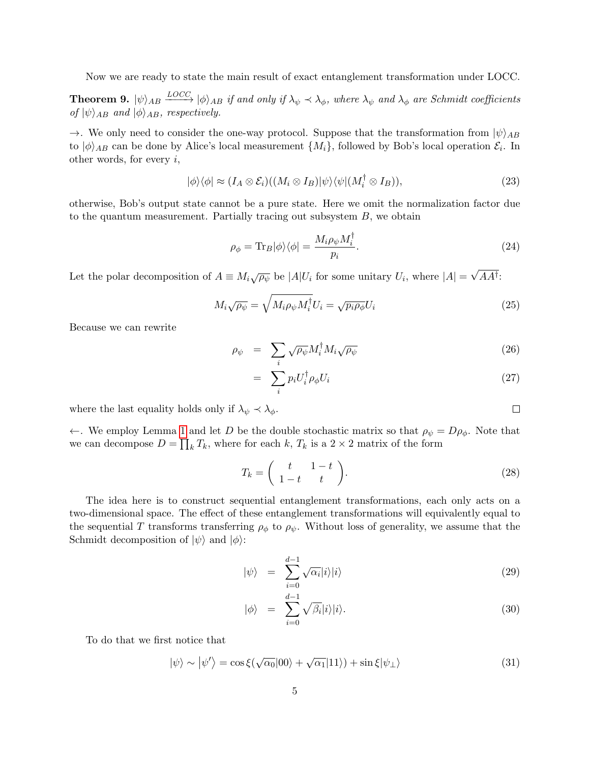Now we are ready to state the main result of exact entanglement transformation under LOCC.

**Theorem 9.** *$|\psi\rangle_{AB} \xrightarrow{LOCC} |\phi\rangle_{AB}$ if and only if $\lambda_\psi \prec \lambda_\phi$, where $\lambda_\psi$ and $\lambda_\phi$ are Schmidt coefficients of $|\psi\rangle_{AB}$ and $|\phi\rangle_{AB}$, respectively.*

$\rightarrow$. We only need to consider the one-way protocol. Suppose that the transformation from $|\psi\rangle_{AB}$ to $|\phi\rangle_{AB}$ can be done by Alice's local measurement $\{M_i\}$, followed by Bob's local operation $\mathcal{E}_i$. In other words, for every $i$,

$$|\phi\rangle\langle\phi| \approx (I_A \otimes \mathcal{E}_i)((M_i \otimes I_B)|\psi\rangle\langle\psi|(M_i^\dagger \otimes I_B)), \tag{23}$$

otherwise, Bob's output state cannot be a pure state. Here we omit the normalization factor due to the quantum measurement. Partially tracing out subsystem $B$, we obtain

$$\rho_\phi = \mathrm{Tr}_B|\phi\rangle\langle\phi| = \frac{M_i \rho_\psi M_i^\dagger}{p_i}. \tag{24}$$

Let the polar decomposition of $A \equiv M_i\sqrt{\rho_\psi}$ be $|A|U_i$ for some unitary $U_i$, where $|A| = \sqrt{AA^\dagger}$:

$$M_i\sqrt{\rho_\psi} = \sqrt{M_i\rho_\psi M_i^\dagger}U_i = \sqrt{p_i\rho_\phi}U_i \tag{25}$$

Because we can rewrite

$$\rho_\psi = \sum_i \sqrt{\rho_\psi}M_i^\dagger M_i\sqrt{\rho_\psi} \tag{26}$$

$$= \sum_i p_i U_i^\dagger \rho_\phi U_i \tag{27}$$

where the last equality holds only if $\lambda_\psi \prec \lambda_\phi$. $\square$

$\leftarrow$. We employ Lemma 1 and let $D$ be the double stochastic matrix so that $\rho_\psi = D\rho_\phi$. Note that we can decompose $D = \prod_k T_k$, where for each $k$, $T_k$ is a $2 \times 2$ matrix of the form

$$T_k = \begin{pmatrix} t & 1-t \\ 1-t & t \end{pmatrix}. \tag{28}$$

The idea here is to construct sequential entanglement transformations, each only acts on a two-dimensional space. The effect of these entanglement transformations will equivalently equal to the sequential $T$ transforms transferring $\rho_\phi$ to $\rho_\psi$. Without loss of generality, we assume that the Schmidt decomposition of $|\psi\rangle$ and $|\phi\rangle$:

$$|\psi\rangle = \sum_{i=0}^{d-1} \sqrt{\alpha_i}|i\rangle|i\rangle \tag{29}$$

$$|\phi\rangle = \sum_{i=0}^{d-1} \sqrt{\beta_i}|i\rangle|i\rangle. \tag{30}$$

To do that we first notice that

$$|\psi\rangle \sim |\psi'\rangle = \cos\xi(\sqrt{\alpha_0}|00\rangle + \sqrt{\alpha_1}|11\rangle) + \sin\xi|\psi_\perp\rangle \tag{31}$$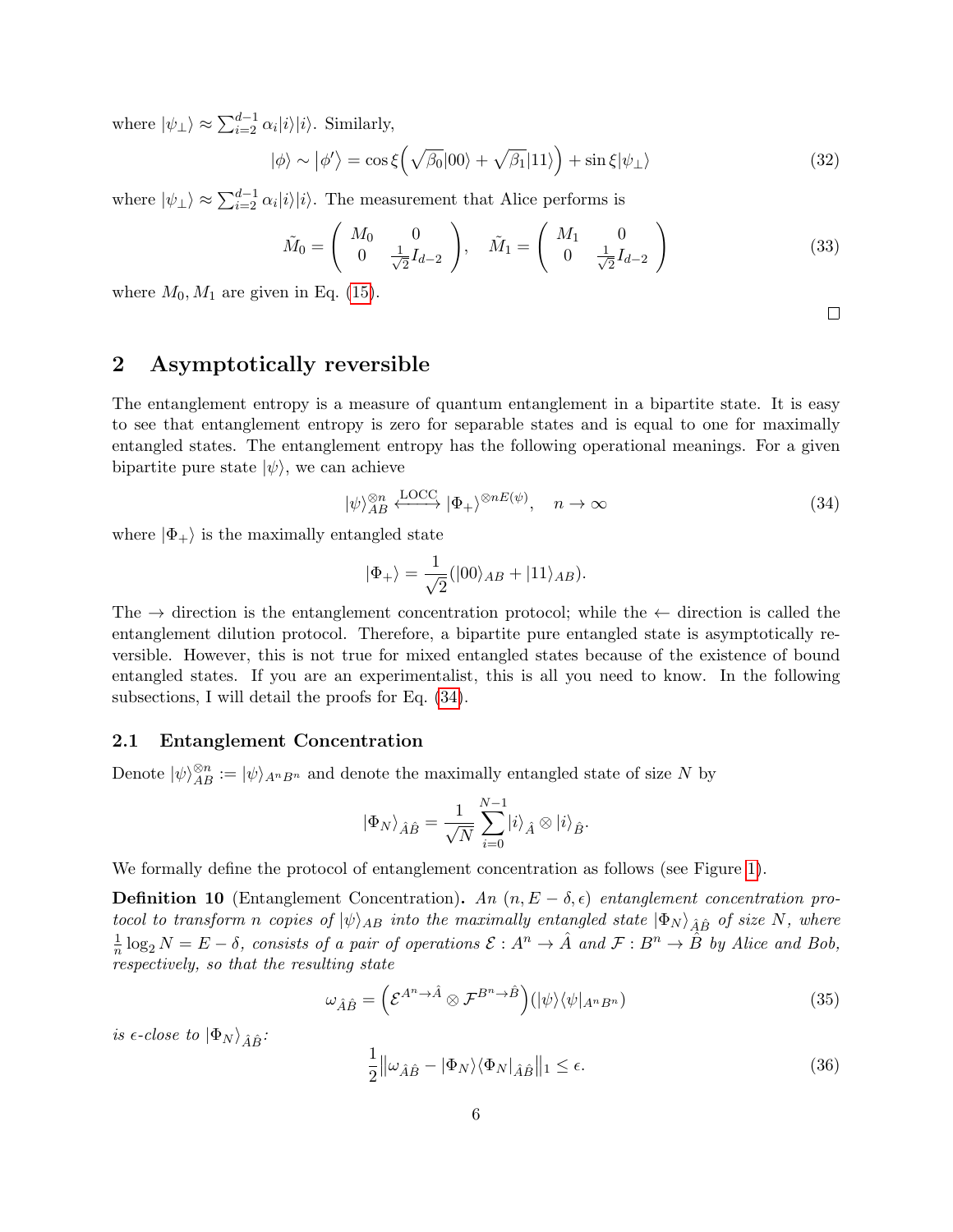where $|\psi_\perp\rangle \approx \sum_{i=2}^{d-1} \alpha_i |i\rangle|i\rangle$. Similarly,

$$|\phi\rangle \sim |\phi'\rangle = \cos\xi\Big(\sqrt{\beta_0}|00\rangle + \sqrt{\beta_1}|11\rangle\Big) + \sin\xi|\psi_\perp\rangle \tag{32}$$

where $|\psi_\perp\rangle \approx \sum_{i=2}^{d-1} \alpha_i |i\rangle|i\rangle$. The measurement that Alice performs is

$$\tilde{M}_0 = \begin{pmatrix} M_0 & 0 \\ 0 & \frac{1}{\sqrt{2}} I_{d-2} \end{pmatrix}, \quad \tilde{M}_1 = \begin{pmatrix} M_1 & 0 \\ 0 & \frac{1}{\sqrt{2}} I_{d-2} \end{pmatrix} \tag{33}$$

where $M_0, M_1$ are given in Eq. (15).

□

## 2 Asymptotically reversible

The entanglement entropy is a measure of quantum entanglement in a bipartite state. It is easy to see that entanglement entropy is zero for separable states and is equal to one for maximally entangled states. The entanglement entropy has the following operational meanings. For a given bipartite pure state $|\psi\rangle$, we can achieve

$$|\psi\rangle_{AB}^{\otimes n} \xleftrightarrow{\text{LOCC}} |\Phi_+\rangle^{\otimes nE(\psi)}, \quad n \to \infty \tag{34}$$

where $|\Phi_+\rangle$ is the maximally entangled state

$$|\Phi_+\rangle = \frac{1}{\sqrt{2}}(|00\rangle_{AB} + |11\rangle_{AB}).$$

The $\rightarrow$ direction is the entanglement concentration protocol; while the $\leftarrow$ direction is called the entanglement dilution protocol. Therefore, a bipartite pure entangled state is asymptotically reversible. However, this is not true for mixed entangled states because of the existence of bound entangled states. If you are an experimentalist, this is all you need to know. In the following subsections, I will detail the proofs for Eq. (34).

### 2.1 Entanglement Concentration

Denote $|\psi\rangle_{AB}^{\otimes n} := |\psi\rangle_{A^n B^n}$ and denote the maximally entangled state of size $N$ by

$$|\Phi_N\rangle_{\hat{A}\hat{B}} = \frac{1}{\sqrt{N}} \sum_{i=0}^{N-1} |i\rangle_{\hat{A}} \otimes |i\rangle_{\hat{B}}.$$

We formally define the protocol of entanglement concentration as follows (see Figure 1).

**Definition 10** (Entanglement Concentration)**.** *An $(n, E-\delta, \epsilon)$ entanglement concentration protocol to transform $n$ copies of $|\psi\rangle_{AB}$ into the maximally entangled state $|\Phi_N\rangle_{\hat{A}\hat{B}}$ of size $N$, where $\frac{1}{n}\log_2 N = E - \delta$, consists of a pair of operations $\mathcal{E} : A^n \to \hat{A}$ and $\mathcal{F} : B^n \to \hat{B}$ by Alice and Bob, respectively, so that the resulting state*

$$\omega_{\hat{A}\hat{B}} = \Big(\mathcal{E}^{A^n \to \hat{A}} \otimes \mathcal{F}^{B^n \to \hat{B}}\Big)(|\psi\rangle\langle\psi|_{A^n B^n}) \tag{35}$$

*is $\epsilon$-close to $|\Phi_N\rangle_{\hat{A}\hat{B}}$:*

$$\frac{1}{2}\big\|\omega_{\hat{A}\hat{B}} - |\Phi_N\rangle\langle\Phi_N|_{\hat{A}\hat{B}}\big\|_1 \leq \epsilon. \tag{36}$$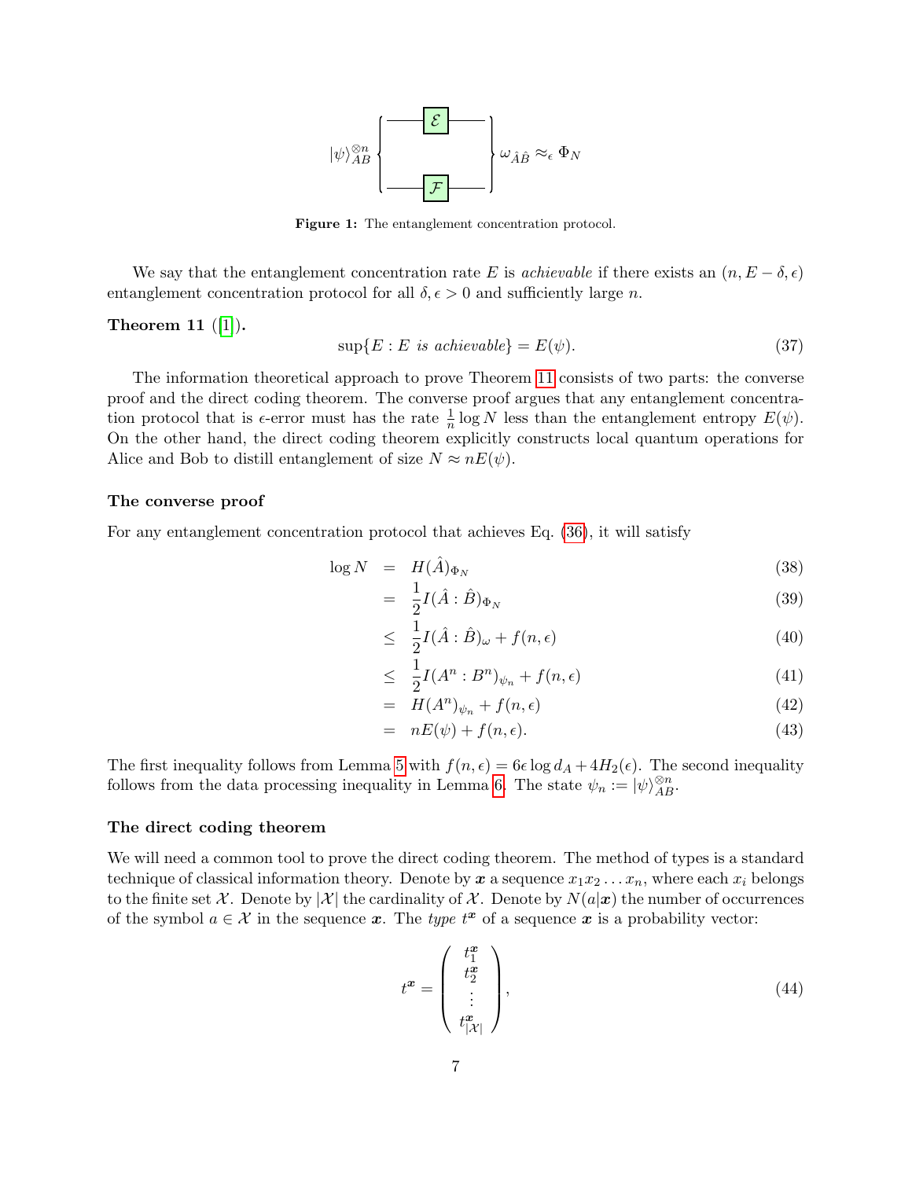Figure 1: The entanglement concentration protocol.

We say that the entanglement concentration rate $E$ is *achievable* if there exists an $(n, E-\delta, \epsilon)$ entanglement concentration protocol for all $\delta, \epsilon > 0$ and sufficiently large $n$.

**Theorem 11** ([1])**.**

$$\sup\{E : E \text{ is achievable}\} = E(\psi). \tag{37}$$

The information theoretical approach to prove Theorem 11 consists of two parts: the converse proof and the direct coding theorem. The converse proof argues that any entanglement concentration protocol that is $\epsilon$-error must has the rate $\frac{1}{n}\log N$ less than the entanglement entropy $E(\psi)$. On the other hand, the direct coding theorem explicitly constructs local quantum operations for Alice and Bob to distill entanglement of size $N \approx nE(\psi)$.

### The converse proof

For any entanglement concentration protocol that achieves Eq. (36), it will satisfy

$$\begin{aligned}
\log N &= H(\hat{A})_{\Phi_N} && (38)\\
&= \frac{1}{2} I(\hat{A} : \hat{B})_{\Phi_N} && (39)\\
&\leq \frac{1}{2} I(\hat{A} : \hat{B})_{\omega} + f(n,\epsilon) && (40)\\
&\leq \frac{1}{2} I(A^n : B^n)_{\psi_n} + f(n,\epsilon) && (41)\\
&= H(A^n)_{\psi_n} + f(n,\epsilon) && (42)\\
&= nE(\psi) + f(n,\epsilon). && (43)
\end{aligned}$$

The first inequality follows from Lemma 5 with $f(n,\epsilon) = 6\epsilon \log d_A + 4H_2(\epsilon)$. The second inequality follows from the data processing inequality in Lemma 6. The state $\psi_n := |\psi\rangle_{AB}^{\otimes n}$.

### The direct coding theorem

We will need a common tool to prove the direct coding theorem. The method of types is a standard technique of classical information theory. Denote by $\boldsymbol{x}$ a sequence $x_1 x_2 \ldots x_n$, where each $x_i$ belongs to the finite set $\mathcal{X}$. Denote by $|\mathcal{X}|$ the cardinality of $\mathcal{X}$. Denote by $N(a|\boldsymbol{x})$ the number of occurrences of the symbol $a \in \mathcal{X}$ in the sequence $\boldsymbol{x}$. The *type* $t^{\boldsymbol{x}}$ of a sequence $\boldsymbol{x}$ is a probability vector:

$$t^{\boldsymbol{x}} = \begin{pmatrix} t_1^{\boldsymbol{x}} \\ t_2^{\boldsymbol{x}} \\ \vdots \\ t_{|\mathcal{X}|}^{\boldsymbol{x}} \end{pmatrix}, \tag{44}$$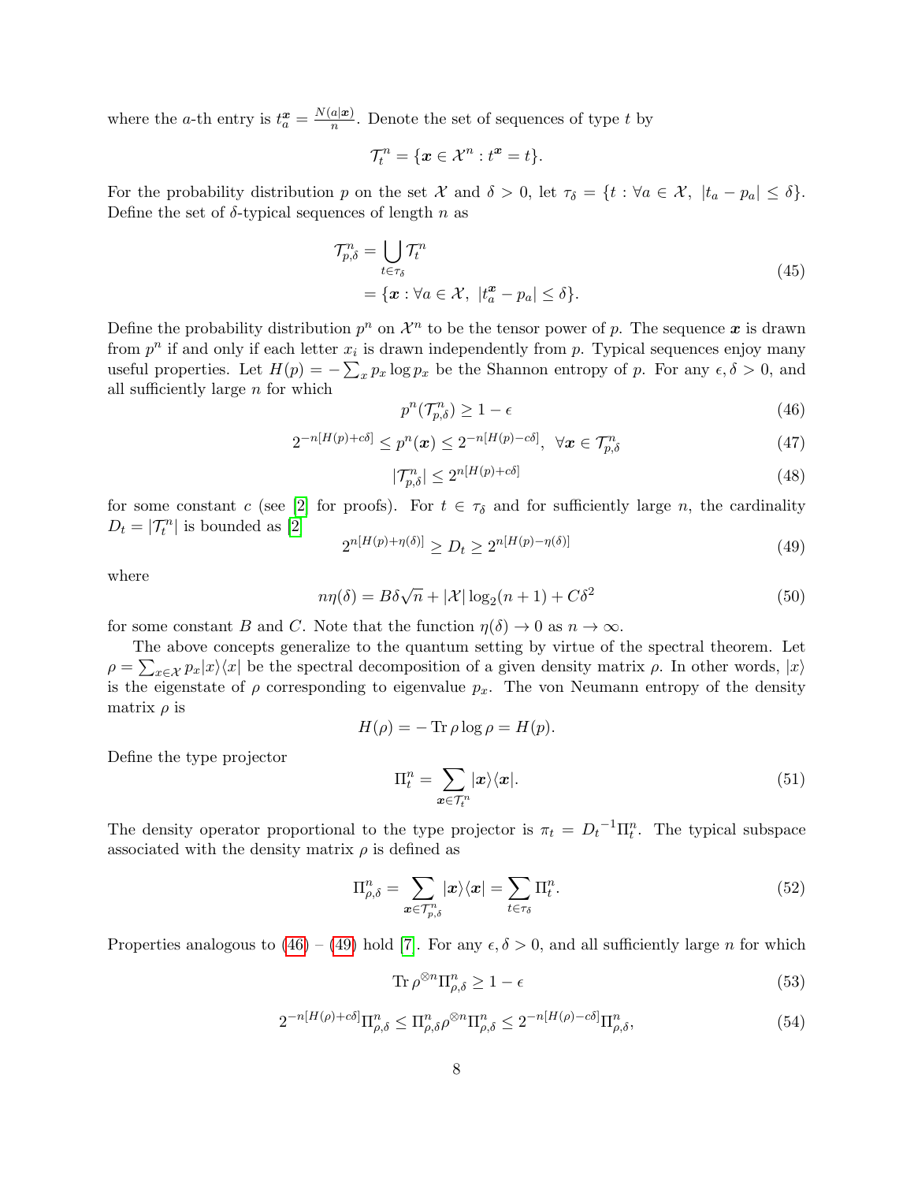where the $a$-th entry is $t_a^{\boldsymbol{x}} = \frac{N(a|\boldsymbol{x})}{n}$. Denote the set of sequences of type $t$ by

$$\mathcal{T}_t^n = \{\boldsymbol{x} \in \mathcal{X}^n : t^{\boldsymbol{x}} = t\}.$$

For the probability distribution $p$ on the set $\mathcal{X}$ and $\delta > 0$, let $\tau_\delta = \{t : \forall a \in \mathcal{X},\ |t_a - p_a| \leq \delta\}$. Define the set of $\delta$-typical sequences of length $n$ as

$$\begin{aligned}\mathcal{T}_{p,\delta}^n &= \bigcup_{t \in \tau_\delta} \mathcal{T}_t^n \\ &= \{\boldsymbol{x} : \forall a \in \mathcal{X},\ |t_a^{\boldsymbol{x}} - p_a| \leq \delta\}.\end{aligned} \tag{45}$$

Define the probability distribution $p^n$ on $\mathcal{X}^n$ to be the tensor power of $p$. The sequence $\boldsymbol{x}$ is drawn from $p^n$ if and only if each letter $x_i$ is drawn independently from $p$. Typical sequences enjoy many useful properties. Let $H(p) = -\sum_x p_x \log p_x$ be the Shannon entropy of $p$. For any $\epsilon, \delta > 0$, and all sufficiently large $n$ for which

$$p^n(\mathcal{T}_{p,\delta}^n) \geq 1 - \epsilon \tag{46}$$

$$2^{-n[H(p)+c\delta]} \leq p^n(\boldsymbol{x}) \leq 2^{-n[H(p)-c\delta]},\ \ \forall \boldsymbol{x} \in \mathcal{T}_{p,\delta}^n \tag{47}$$

$$|\mathcal{T}_{p,\delta}^n| \leq 2^{n[H(p)+c\delta]} \tag{48}$$

for some constant $c$ (see [2] for proofs). For $t \in \tau_\delta$ and for sufficiently large $n$, the cardinality $D_t = |\mathcal{T}_t^n|$ is bounded as [2]

$$2^{n[H(p)+\eta(\delta)]} \geq D_t \geq 2^{n[H(p)-\eta(\delta)]} \tag{49}$$

where

$$n\eta(\delta) = B\delta\sqrt{n} + |\mathcal{X}| \log_2(n+1) + C\delta^2 \tag{50}$$

for some constant $B$ and $C$. Note that the function $\eta(\delta) \to 0$ as $n \to \infty$.

The above concepts generalize to the quantum setting by virtue of the spectral theorem. Let $\rho = \sum_{x \in \mathcal{X}} p_x |x\rangle\langle x|$ be the spectral decomposition of a given density matrix $\rho$. In other words, $|x\rangle$ is the eigenstate of $\rho$ corresponding to eigenvalue $p_x$. The von Neumann entropy of the density matrix $\rho$ is

$$H(\rho) = -\operatorname{Tr} \rho \log \rho = H(p).$$

Define the type projector

$$\Pi_t^n = \sum_{\boldsymbol{x} \in \mathcal{T}_t^n} |\boldsymbol{x}\rangle\langle \boldsymbol{x}|. \tag{51}$$

The density operator proportional to the type projector is $\pi_t = {D_t}^{-1} \Pi_t^n$. The typical subspace associated with the density matrix $\rho$ is defined as

$$\Pi_{\rho,\delta}^n = \sum_{\boldsymbol{x} \in \mathcal{T}_{p,\delta}^n} |\boldsymbol{x}\rangle\langle \boldsymbol{x}| = \sum_{t \in \tau_\delta} \Pi_t^n. \tag{52}$$

Properties analogous to (46) – (49) hold [7]. For any $\epsilon, \delta > 0$, and all sufficiently large $n$ for which

$$\operatorname{Tr} \rho^{\otimes n} \Pi_{\rho,\delta}^n \geq 1 - \epsilon \tag{53}$$

$$2^{-n[H(\rho)+c\delta]} \Pi_{\rho,\delta}^n \leq \Pi_{\rho,\delta}^n \rho^{\otimes n} \Pi_{\rho,\delta}^n \leq 2^{-n[H(\rho)-c\delta]} \Pi_{\rho,\delta}^n, \tag{54}$$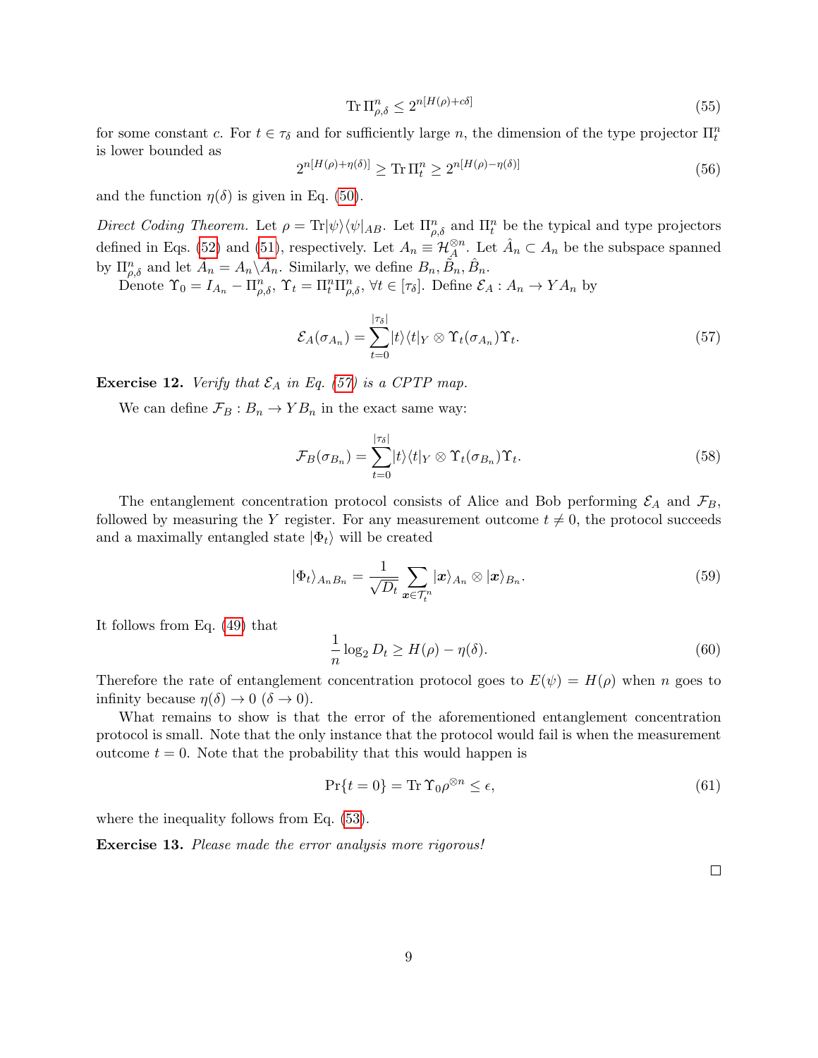$$
\operatorname{Tr}\Pi^n_{\rho,\delta} \leq 2^{n[H(\rho)+c\delta]} \tag{55}
$$

for some constant $c$. For $t \in \tau_\delta$ and for sufficiently large $n$, the dimension of the type projector $\Pi^n_t$ is lower bounded as

$$
2^{n[H(\rho)+\eta(\delta)]} \geq \operatorname{Tr}\Pi^n_t \geq 2^{n[H(\rho)-\eta(\delta)]} \tag{56}
$$

and the function $\eta(\delta)$ is given in Eq. (50).

*Direct Coding Theorem.* Let $\rho = \operatorname{Tr}|\psi\rangle\langle\psi|_{AB}$. Let $\Pi^n_{\rho,\delta}$ and $\Pi^n_t$ be the typical and type projectors defined in Eqs. (52) and (51), respectively. Let $A_n \equiv \mathcal{H}_A^{\otimes n}$. Let $\hat{A}_n \subset A_n$ be the subspace spanned by $\Pi^n_{\rho,\delta}$ and let $\check{A}_n = A_n \backslash \hat{A}_n$. Similarly, we define $B_n, \check{B}_n, \hat{B}_n$.

Denote $\Upsilon_0 = I_{A_n} - \Pi^n_{\rho,\delta}$, $\Upsilon_t = \Pi^n_t \Pi^n_{\rho,\delta}$, $\forall t \in [\tau_\delta]$. Define $\mathcal{E}_A : A_n \to YA_n$ by

$$
\mathcal{E}_A(\sigma_{A_n}) = \sum_{t=0}^{|\tau_\delta|} |t\rangle\langle t|_Y \otimes \Upsilon_t(\sigma_{A_n})\Upsilon_t. \tag{57}
$$

**Exercise 12.** *Verify that $\mathcal{E}_A$ in Eq. (57) is a CPTP map.*

We can define $\mathcal{F}_B : B_n \to YB_n$ in the exact same way:

$$
\mathcal{F}_B(\sigma_{B_n}) = \sum_{t=0}^{|\tau_\delta|} |t\rangle\langle t|_Y \otimes \Upsilon_t(\sigma_{B_n})\Upsilon_t. \tag{58}
$$

The entanglement concentration protocol consists of Alice and Bob performing $\mathcal{E}_A$ and $\mathcal{F}_B$, followed by measuring the $Y$ register. For any measurement outcome $t \neq 0$, the protocol succeeds and a maximally entangled state $|\Phi_t\rangle$ will be created

$$
|\Phi_t\rangle_{A_nB_n} = \frac{1}{\sqrt{D_t}} \sum_{\boldsymbol{x}\in\mathcal{T}^n_t} |\boldsymbol{x}\rangle_{A_n} \otimes |\boldsymbol{x}\rangle_{B_n}. \tag{59}
$$

It follows from Eq. (49) that

$$
\frac{1}{n}\log_2 D_t \geq H(\rho) - \eta(\delta). \tag{60}
$$

Therefore the rate of entanglement concentration protocol goes to $E(\psi) = H(\rho)$ when $n$ goes to infinity because $\eta(\delta) \to 0$ $(\delta \to 0)$.

What remains to show is that the error of the aforementioned entanglement concentration protocol is small. Note that the only instance that the protocol would fail is when the measurement outcome $t = 0$. Note that the probability that this would happen is

$$
\Pr\{t = 0\} = \operatorname{Tr}\Upsilon_0 \rho^{\otimes n} \leq \epsilon, \tag{61}
$$

where the inequality follows from Eq. (53).

**Exercise 13.** *Please made the error analysis more rigorous!*

□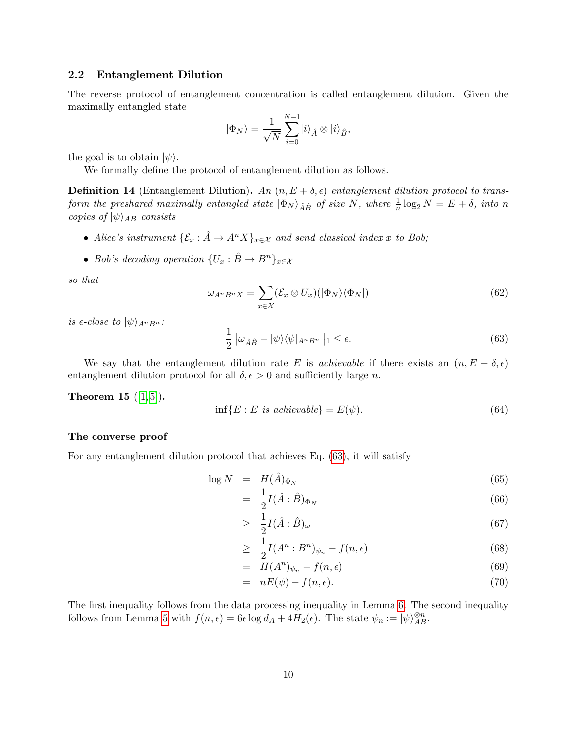## 2.2 Entanglement Dilution

The reverse protocol of entanglement concentration is called entanglement dilution. Given the maximally entangled state

$$|\Phi_N\rangle = \frac{1}{\sqrt{N}} \sum_{i=0}^{N-1} |i\rangle_{\hat{A}} \otimes |i\rangle_{\hat{B}},$$

the goal is to obtain $|\psi\rangle$.

We formally define the protocol of entanglement dilution as follows.

**Definition 14** (Entanglement Dilution). *An $(n, E + \delta, \epsilon)$ entanglement dilution protocol to transform the preshared maximally entangled state $|\Phi_N\rangle_{\hat{A}\hat{B}}$ of size $N$, where $\frac{1}{n}\log_2 N = E + \delta$, into $n$ copies of $|\psi\rangle_{AB}$ consists*

- *Alice's instrument $\{\mathcal{E}_x : \hat{A} \to A^n X\}_{x\in\mathcal{X}}$ and send classical index $x$ to Bob;*
- *Bob's decoding operation $\{U_x : \hat{B} \to B^n\}_{x\in\mathcal{X}}$*

*so that*

$$\omega_{A^nB^nX} = \sum_{x\in\mathcal{X}} (\mathcal{E}_x \otimes U_x)(|\Phi_N\rangle\langle\Phi_N|) \tag{62}$$

*is $\epsilon$-close to $|\psi\rangle_{A^nB^n}$:*

$$\frac{1}{2}\big\|\omega_{\hat{A}\hat{B}} - |\psi\rangle\langle\psi|_{A^nB^n}\big\|_1 \leq \epsilon. \tag{63}$$

We say that the entanglement dilution rate $E$ is *achievable* if there exists an $(n, E + \delta, \epsilon)$ entanglement dilution protocol for all $\delta, \epsilon > 0$ and sufficiently large $n$.

**Theorem 15** ([1,5]).

$$\inf\{E : E \text{ is achievable}\} = E(\psi). \tag{64}$$

### The converse proof

For any entanglement dilution protocol that achieves Eq. (63), it will satisfy

$$
\begin{aligned}
\log N &= H(\hat{A})_{\Phi_N} && (65)\\
&= \frac{1}{2} I(\hat{A} : \hat{B})_{\Phi_N} && (66)\\
&\geq \frac{1}{2} I(\hat{A} : \hat{B})_{\omega} && (67)\\
&\geq \frac{1}{2} I(A^n : B^n)_{\psi_n} - f(n, \epsilon) && (68)\\
&= H(A^n)_{\psi_n} - f(n, \epsilon) && (69)\\
&= nE(\psi) - f(n, \epsilon). && (70)
\end{aligned}
$$

The first inequality follows from the data processing inequality in Lemma 6. The second inequality follows from Lemma 5 with $f(n, \epsilon) = 6\epsilon \log d_A + 4H_2(\epsilon)$. The state $\psi_n := |\psi\rangle_{AB}^{\otimes n}$.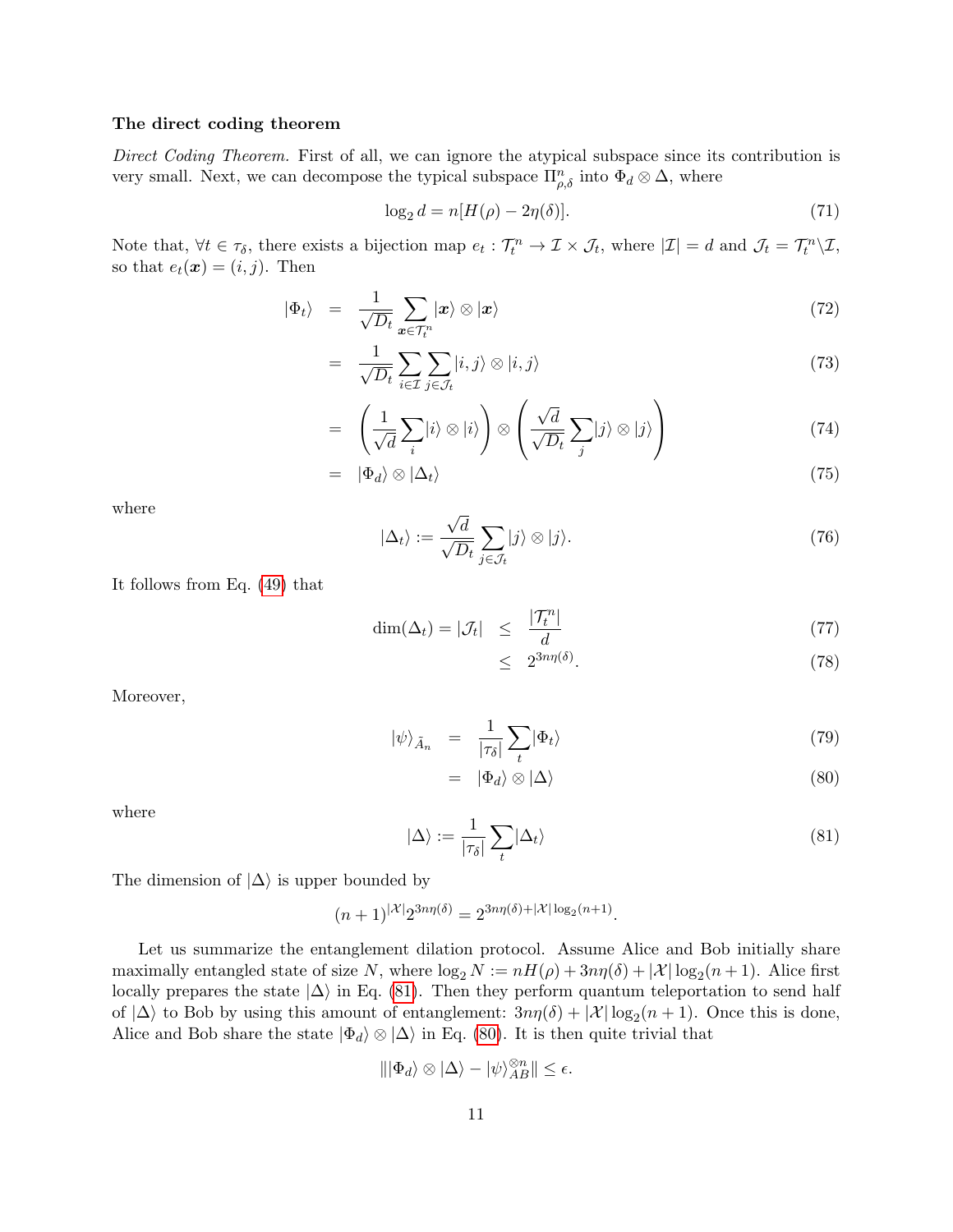**The direct coding theorem**

*Direct Coding Theorem.* First of all, we can ignore the atypical subspace since its contribution is very small. Next, we can decompose the typical subspace $\Pi^n_{\rho,\delta}$ into $\Phi_d \otimes \Delta$, where

$$\log_2 d = n[H(\rho) - 2\eta(\delta)]. \tag{71}$$

Note that, $\forall t \in \tau_\delta$, there exists a bijection map $e_t : \mathcal{T}^n_t \to \mathcal{I} \times \mathcal{J}_t$, where $|\mathcal{I}| = d$ and $\mathcal{J}_t = \mathcal{T}^n_t \backslash \mathcal{I}$, so that $e_t(\boldsymbol{x}) = (i, j)$. Then

$$\begin{aligned}
|\Phi_t\rangle &= \frac{1}{\sqrt{D_t}} \sum_{\boldsymbol{x} \in \mathcal{T}^n_t} |\boldsymbol{x}\rangle \otimes |\boldsymbol{x}\rangle && (72)\\
&= \frac{1}{\sqrt{D_t}} \sum_{i \in \mathcal{I}} \sum_{j \in \mathcal{J}_t} |i, j\rangle \otimes |i, j\rangle && (73)\\
&= \left( \frac{1}{\sqrt{d}} \sum_i |i\rangle \otimes |i\rangle \right) \otimes \left( \frac{\sqrt{d}}{\sqrt{D_t}} \sum_j |j\rangle \otimes |j\rangle \right) && (74)\\
&= |\Phi_d\rangle \otimes |\Delta_t\rangle && (75)
\end{aligned}$$

where

$$|\Delta_t\rangle := \frac{\sqrt{d}}{\sqrt{D_t}} \sum_{j \in \mathcal{J}_t} |j\rangle \otimes |j\rangle. \tag{76}$$

It follows from Eq. (49) that

$$\begin{aligned}
\dim(\Delta_t) = |\mathcal{J}_t| &\leq \frac{|\mathcal{T}^n_t|}{d} && (77)\\
&\leq 2^{3n\eta(\delta)}. && (78)
\end{aligned}$$

Moreover,

$$\begin{aligned}
|\psi\rangle_{\tilde{A}_n} &= \frac{1}{|\tau_\delta|} \sum_t |\Phi_t\rangle && (79)\\
&= |\Phi_d\rangle \otimes |\Delta\rangle && (80)
\end{aligned}$$

where

$$|\Delta\rangle := \frac{1}{|\tau_\delta|} \sum_t |\Delta_t\rangle \tag{81}$$

The dimension of $|\Delta\rangle$ is upper bounded by

$$(n+1)^{|\mathcal{X}|} 2^{3n\eta(\delta)} = 2^{3n\eta(\delta) + |\mathcal{X}| \log_2(n+1)}.$$

Let us summarize the entanglement dilation protocol. Assume Alice and Bob initially share maximally entangled state of size $N$, where $\log_2 N := nH(\rho) + 3n\eta(\delta) + |\mathcal{X}| \log_2(n+1)$. Alice first locally prepares the state $|\Delta\rangle$ in Eq. (81). Then they perform quantum teleportation to send half of $|\Delta\rangle$ to Bob by using this amount of entanglement: $3n\eta(\delta) + |\mathcal{X}| \log_2(n+1)$. Once this is done, Alice and Bob share the state $|\Phi_d\rangle \otimes |\Delta\rangle$ in Eq. (80). It is then quite trivial that

$$\| |\Phi_d\rangle \otimes |\Delta\rangle - |\psi\rangle^{\otimes n}_{AB} \| \leq \epsilon.$$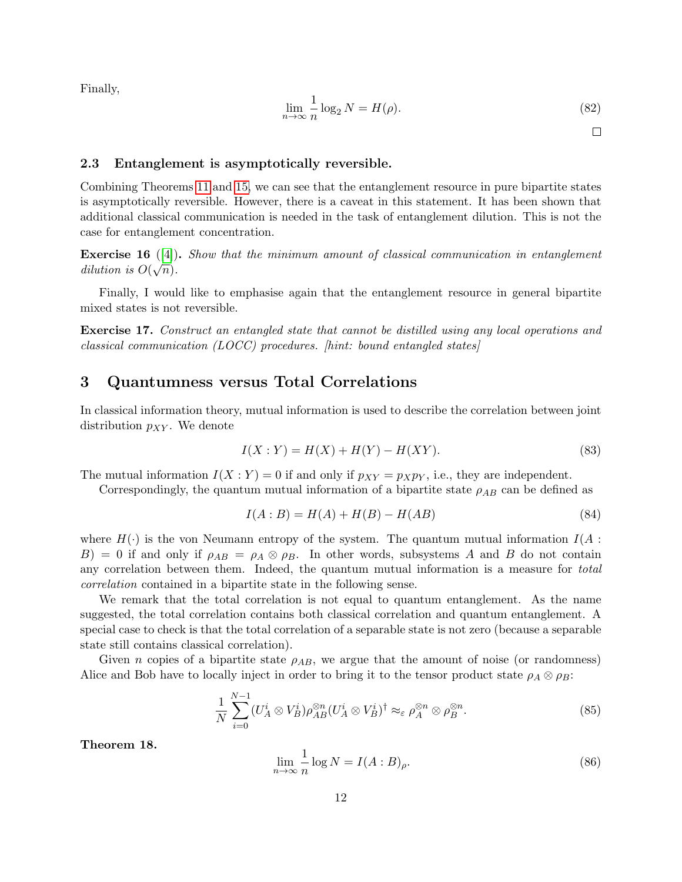Finally,

$$\lim_{n\to\infty} \frac{1}{n} \log_2 N = H(\rho). \tag{82}$$

□

### 2.3 Entanglement is asymptotically reversible.

Combining Theorems 11 and 15, we can see that the entanglement resource in pure bipartite states is asymptotically reversible. However, there is a caveat in this statement. It has been shown that additional classical communication is needed in the task of entanglement dilution. This is not the case for entanglement concentration.

**Exercise 16** ([4])**.** *Show that the minimum amount of classical communication in entanglement dilution is* $O(\sqrt{n})$*.*

Finally, I would like to emphasise again that the entanglement resource in general bipartite mixed states is not reversible.

**Exercise 17.** *Construct an entangled state that cannot be distilled using any local operations and classical communication (LOCC) procedures. [hint: bound entangled states]*

## 3 Quantumness versus Total Correlations

In classical information theory, mutual information is used to describe the correlation between joint distribution $p_{XY}$. We denote

$$I(X:Y) = H(X) + H(Y) - H(XY). \tag{83}$$

The mutual information $I(X:Y) = 0$ if and only if $p_{XY} = p_X p_Y$, i.e., they are independent.

Correspondingly, the quantum mutual information of a bipartite state $\rho_{AB}$ can be defined as

$$I(A:B) = H(A) + H(B) - H(AB) \tag{84}$$

where $H(\cdot)$ is the von Neumann entropy of the system. The quantum mutual information $I(A:B) = 0$ if and only if $\rho_{AB} = \rho_A \otimes \rho_B$. In other words, subsystems $A$ and $B$ do not contain any correlation between them. Indeed, the quantum mutual information is a measure for *total correlation* contained in a bipartite state in the following sense.

We remark that the total correlation is not equal to quantum entanglement. As the name suggested, the total correlation contains both classical correlation and quantum entanglement. A special case to check is that the total correlation of a separable state is not zero (because a separable state still contains classical correlation).

Given $n$ copies of a bipartite state $\rho_{AB}$, we argue that the amount of noise (or randomness) Alice and Bob have to locally inject in order to bring it to the tensor product state $\rho_A \otimes \rho_B$:

$$\frac{1}{N} \sum_{i=0}^{N-1} (U_A^i \otimes V_B^i) \rho_{AB}^{\otimes n} (U_A^i \otimes V_B^i)^\dagger \approx_\varepsilon \rho_A^{\otimes n} \otimes \rho_B^{\otimes n}. \tag{85}$$

**Theorem 18.**

$$\lim_{n\to\infty} \frac{1}{n} \log N = I(A:B)_\rho. \tag{86}$$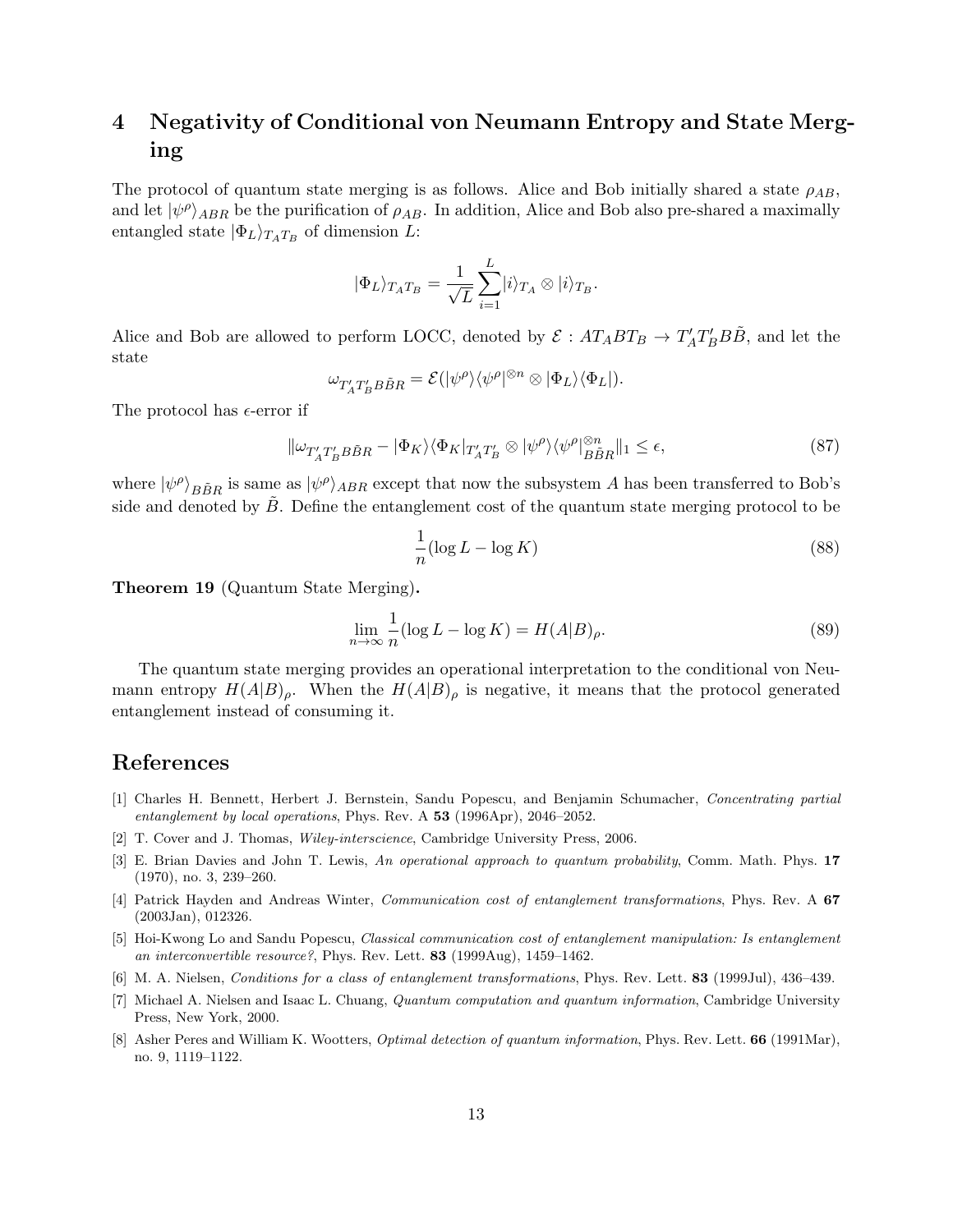## 4 Negativity of Conditional von Neumann Entropy and State Merging

The protocol of quantum state merging is as follows. Alice and Bob initially shared a state $\rho_{AB}$, and let $|\psi^\rho\rangle_{ABR}$ be the purification of $\rho_{AB}$. In addition, Alice and Bob also pre-shared a maximally entangled state $|\Phi_L\rangle_{T_A T_B}$ of dimension $L$:

$$|\Phi_L\rangle_{T_A T_B} = \frac{1}{\sqrt{L}} \sum_{i=1}^{L} |i\rangle_{T_A} \otimes |i\rangle_{T_B}.$$

Alice and Bob are allowed to perform LOCC, denoted by $\mathcal{E} : AT_A BT_B \to T'_A T'_B B\tilde{B}$, and let the state

$$\omega_{T'_A T'_B B\tilde{B}R} = \mathcal{E}(|\psi^\rho\rangle\langle\psi^\rho|^{\otimes n} \otimes |\Phi_L\rangle\langle\Phi_L|).$$

The protocol has $\epsilon$-error if

$$\|\omega_{T'_A T'_B B\tilde{B}R} - |\Phi_K\rangle\langle\Phi_K|_{T'_A T'_B} \otimes |\psi^\rho\rangle\langle\psi^\rho|^{\otimes n}_{B\tilde{B}R}\|_1 \leq \epsilon, \tag{87}$$

where $|\psi^\rho\rangle_{B\tilde{B}R}$ is same as $|\psi^\rho\rangle_{ABR}$ except that now the subsystem $A$ has been transferred to Bob's side and denoted by $\tilde{B}$. Define the entanglement cost of the quantum state merging protocol to be

$$\frac{1}{n}(\log L - \log K) \tag{88}$$

**Theorem 19** (Quantum State Merging)**.**

$$\lim_{n\to\infty} \frac{1}{n}(\log L - \log K) = H(A|B)_\rho. \tag{89}$$

The quantum state merging provides an operational interpretation to the conditional von Neumann entropy $H(A|B)_\rho$. When the $H(A|B)_\rho$ is negative, it means that the protocol generated entanglement instead of consuming it.

## References

[1] Charles H. Bennett, Herbert J. Bernstein, Sandu Popescu, and Benjamin Schumacher, *Concentrating partial entanglement by local operations*, Phys. Rev. A **53** (1996Apr), 2046–2052.

[2] T. Cover and J. Thomas, *Wiley-interscience*, Cambridge University Press, 2006.

[3] E. Brian Davies and John T. Lewis, *An operational approach to quantum probability*, Comm. Math. Phys. **17** (1970), no. 3, 239–260.

[4] Patrick Hayden and Andreas Winter, *Communication cost of entanglement transformations*, Phys. Rev. A **67** (2003Jan), 012326.

[5] Hoi-Kwong Lo and Sandu Popescu, *Classical communication cost of entanglement manipulation: Is entanglement an interconvertible resource?*, Phys. Rev. Lett. **83** (1999Aug), 1459–1462.

[6] M. A. Nielsen, *Conditions for a class of entanglement transformations*, Phys. Rev. Lett. **83** (1999Jul), 436–439.

[7] Michael A. Nielsen and Isaac L. Chuang, *Quantum computation and quantum information*, Cambridge University Press, New York, 2000.

[8] Asher Peres and William K. Wootters, *Optimal detection of quantum information*, Phys. Rev. Lett. **66** (1991Mar), no. 9, 1119–1122.